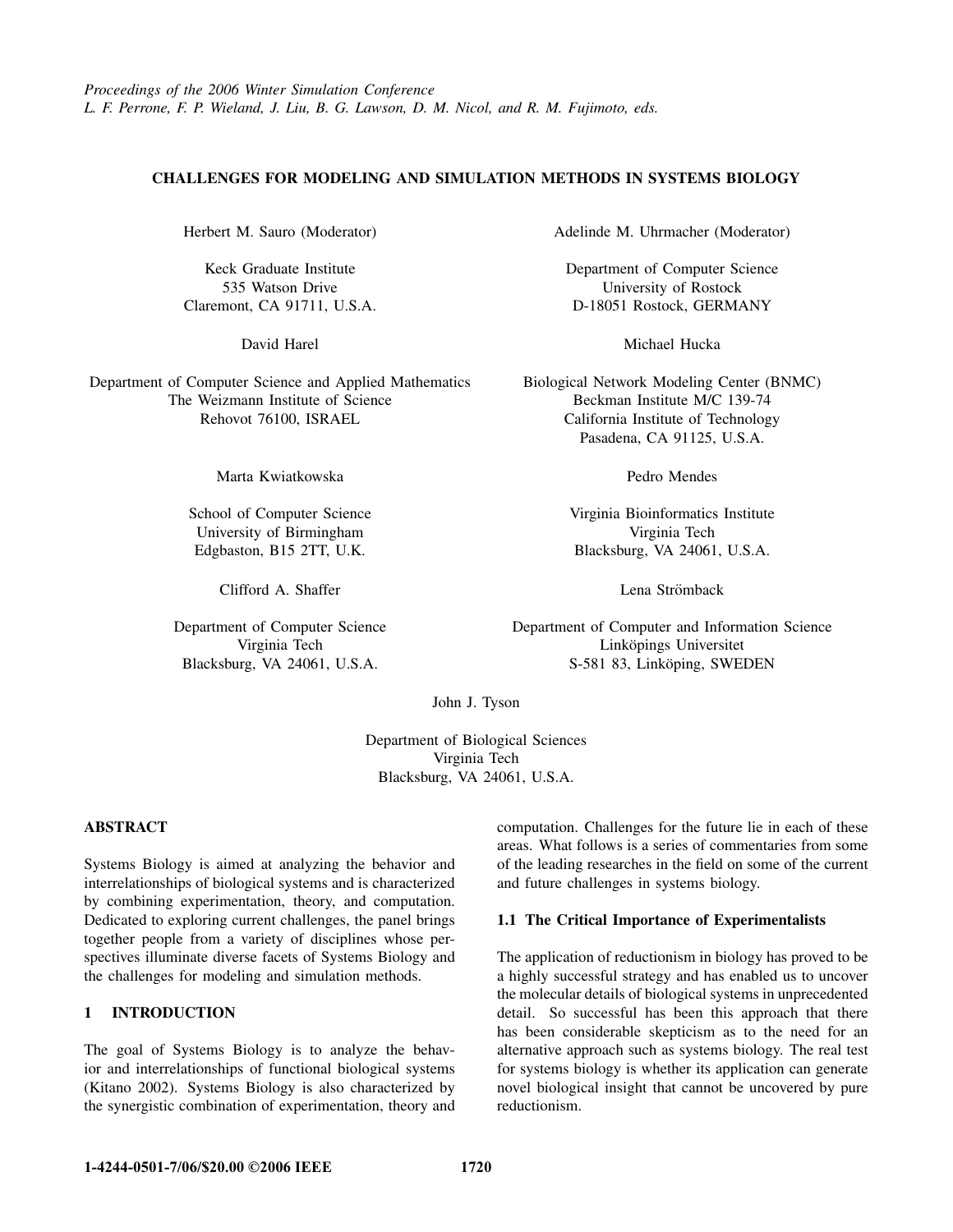*Proceedings of the 2006 Winter Simulation Conference*
*L. F. Perrone, F. P. Wieland, J. Liu, B. G. Lawson, D. M. Nicol, and R. M. Fujimoto, eds.*

# CHALLENGES FOR MODELING AND SIMULATION METHODS IN SYSTEMS BIOLOGY

Herbert M. Sauro (Moderator)

Keck Graduate Institute
535 Watson Drive
Claremont, CA 91711, U.S.A.

Adelinde M. Uhrmacher (Moderator)

Department of Computer Science
University of Rostock
D-18051 Rostock, GERMANY

David Harel

Department of Computer Science and Applied Mathematics
The Weizmann Institute of Science
Rehovot 76100, ISRAEL

Michael Hucka

Biological Network Modeling Center (BNMC)
Beckman Institute M/C 139-74
California Institute of Technology
Pasadena, CA 91125, U.S.A.

Marta Kwiatkowska

School of Computer Science
University of Birmingham
Edgbaston, B15 2TT, U.K.

Pedro Mendes

Virginia Bioinformatics Institute
Virginia Tech
Blacksburg, VA 24061, U.S.A.

Clifford A. Shaffer

Department of Computer Science
Virginia Tech
Blacksburg, VA 24061, U.S.A.

Lena Strömback

Department of Computer and Information Science
Linköpings Universitet
S-581 83, Linköping, SWEDEN

John J. Tyson

Department of Biological Sciences
Virginia Tech
Blacksburg, VA 24061, U.S.A.

## ABSTRACT

Systems Biology is aimed at analyzing the behavior and interrelationships of biological systems and is characterized by combining experimentation, theory, and computation. Dedicated to exploring current challenges, the panel brings together people from a variety of disciplines whose perspectives illuminate diverse facets of Systems Biology and the challenges for modeling and simulation methods.

## 1 INTRODUCTION

The goal of Systems Biology is to analyze the behavior and interrelationships of functional biological systems (Kitano 2002). Systems Biology is also characterized by the synergistic combination of experimentation, theory and computation. Challenges for the future lie in each of these areas. What follows is a series of commentaries from some of the leading researches in the field on some of the current and future challenges in systems biology.

### 1.1 The Critical Importance of Experimentalists

The application of reductionism in biology has proved to be a highly successful strategy and has enabled us to uncover the molecular details of biological systems in unprecedented detail. So successful has been this approach that there has been considerable skepticism as to the need for an alternative approach such as systems biology. The real test for systems biology is whether its application can generate novel biological insight that cannot be uncovered by pure reductionism.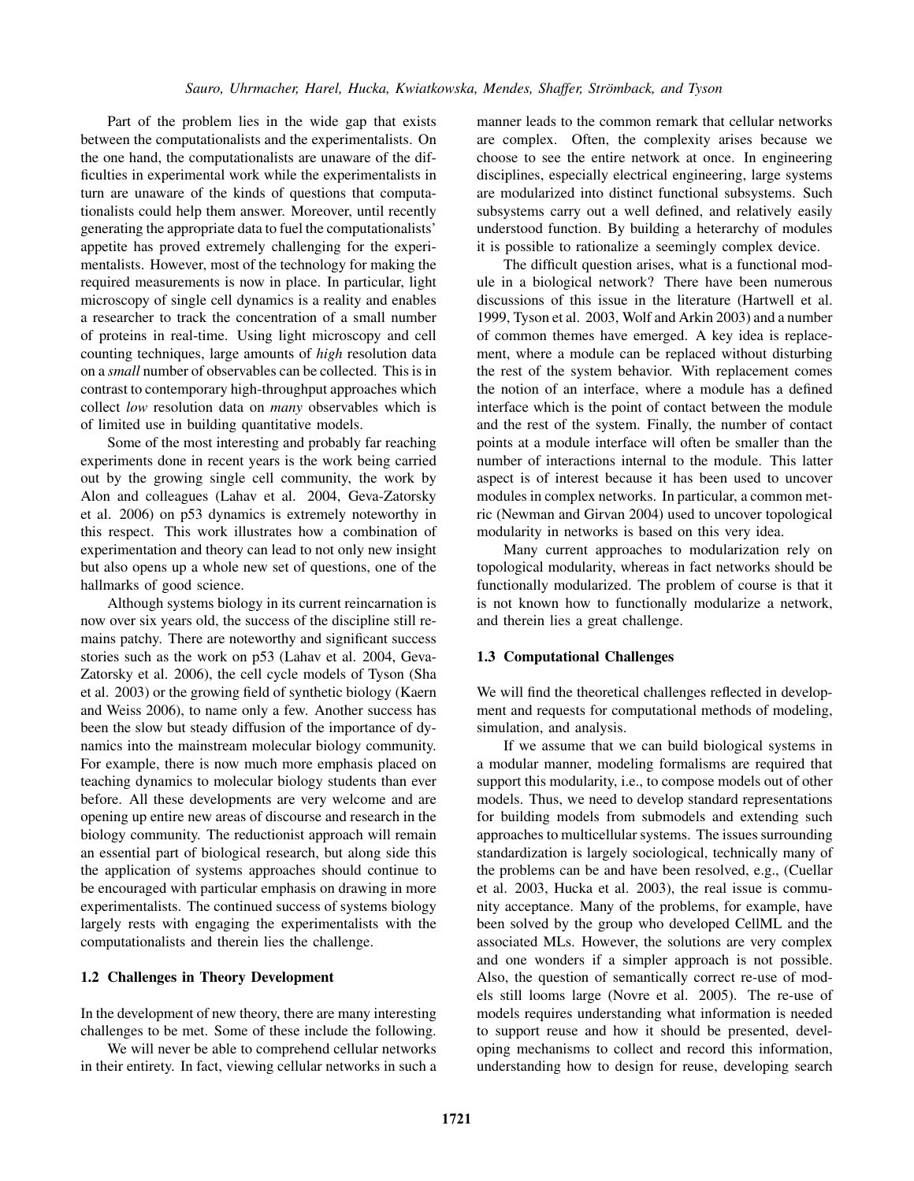Part of the problem lies in the wide gap that exists between the computationalists and the experimentalists. On the one hand, the computationalists are unaware of the difficulties in experimental work while the experimentalists in turn are unaware of the kinds of questions that computationalists could help them answer. Moreover, until recently generating the appropriate data to fuel the computationalists' appetite has proved extremely challenging for the experimentalists. However, most of the technology for making the required measurements is now in place. In particular, light microscopy of single cell dynamics is a reality and enables a researcher to track the concentration of a small number of proteins in real-time. Using light microscopy and cell counting techniques, large amounts of *high* resolution data on a *small* number of observables can be collected. This is in contrast to contemporary high-throughput approaches which collect *low* resolution data on *many* observables which is of limited use in building quantitative models.

Some of the most interesting and probably far reaching experiments done in recent years is the work being carried out by the growing single cell community, the work by Alon and colleagues (Lahav et al. 2004, Geva-Zatorsky et al. 2006) on p53 dynamics is extremely noteworthy in this respect. This work illustrates how a combination of experimentation and theory can lead to not only new insight but also opens up a whole new set of questions, one of the hallmarks of good science.

Although systems biology in its current reincarnation is now over six years old, the success of the discipline still remains patchy. There are noteworthy and significant success stories such as the work on p53 (Lahav et al. 2004, Geva-Zatorsky et al. 2006), the cell cycle models of Tyson (Sha et al. 2003) or the growing field of synthetic biology (Kaern and Weiss 2006), to name only a few. Another success has been the slow but steady diffusion of the importance of dynamics into the mainstream molecular biology community. For example, there is now much more emphasis placed on teaching dynamics to molecular biology students than ever before. All these developments are very welcome and are opening up entire new areas of discourse and research in the biology community. The reductionist approach will remain an essential part of biological research, but along side this the application of systems approaches should continue to be encouraged with particular emphasis on drawing in more experimentalists. The continued success of systems biology largely rests with engaging the experimentalists with the computationalists and therein lies the challenge.

### 1.2 Challenges in Theory Development

In the development of new theory, there are many interesting challenges to be met. Some of these include the following.

We will never be able to comprehend cellular networks in their entirety. In fact, viewing cellular networks in such a manner leads to the common remark that cellular networks are complex. Often, the complexity arises because we choose to see the entire network at once. In engineering disciplines, especially electrical engineering, large systems are modularized into distinct functional subsystems. Such subsystems carry out a well defined, and relatively easily understood function. By building a heterarchy of modules it is possible to rationalize a seemingly complex device.

The difficult question arises, what is a functional module in a biological network? There have been numerous discussions of this issue in the literature (Hartwell et al. 1999, Tyson et al. 2003, Wolf and Arkin 2003) and a number of common themes have emerged. A key idea is replacement, where a module can be replaced without disturbing the rest of the system behavior. With replacement comes the notion of an interface, where a module has a defined interface which is the point of contact between the module and the rest of the system. Finally, the number of contact points at a module interface will often be smaller than the number of interactions internal to the module. This latter aspect is of interest because it has been used to uncover modules in complex networks. In particular, a common metric (Newman and Girvan 2004) used to uncover topological modularity in networks is based on this very idea.

Many current approaches to modularization rely on topological modularity, whereas in fact networks should be functionally modularized. The problem of course is that it is not known how to functionally modularize a network, and therein lies a great challenge.

### 1.3 Computational Challenges

We will find the theoretical challenges reflected in development and requests for computational methods of modeling, simulation, and analysis.

If we assume that we can build biological systems in a modular manner, modeling formalisms are required that support this modularity, i.e., to compose models out of other models. Thus, we need to develop standard representations for building models from submodels and extending such approaches to multicellular systems. The issues surrounding standardization is largely sociological, technically many of the problems can be and have been resolved, e.g., (Cuellar et al. 2003, Hucka et al. 2003), the real issue is community acceptance. Many of the problems, for example, have been solved by the group who developed CellML and the associated MLs. However, the solutions are very complex and one wonders if a simpler approach is not possible. Also, the question of semantically correct re-use of models still looms large (Novre et al. 2005). The re-use of models requires understanding what information is needed to support reuse and how it should be presented, developing mechanisms to collect and record this information, understanding how to design for reuse, developing search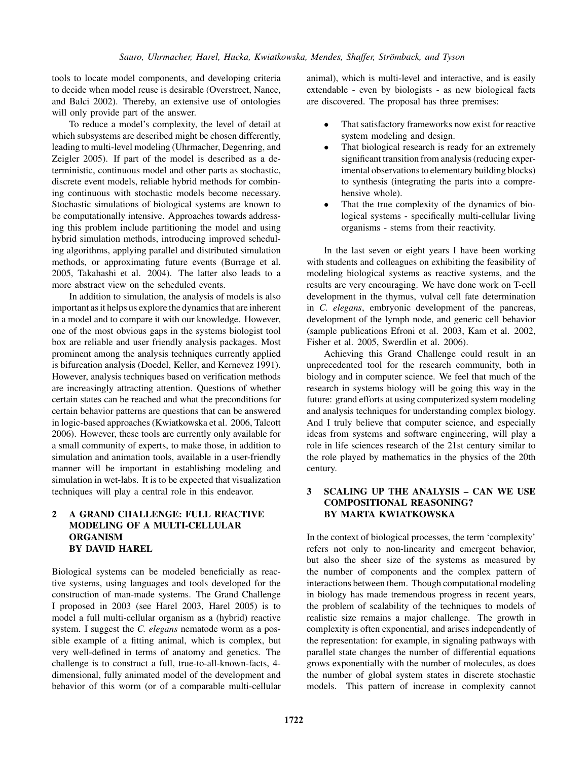tools to locate model components, and developing criteria to decide when model reuse is desirable (Overstreet, Nance, and Balci 2002). Thereby, an extensive use of ontologies will only provide part of the answer.

To reduce a model's complexity, the level of detail at which subsystems are described might be chosen differently, leading to multi-level modeling (Uhrmacher, Degenring, and Zeigler 2005). If part of the model is described as a deterministic, continuous model and other parts as stochastic, discrete event models, reliable hybrid methods for combining continuous with stochastic models become necessary. Stochastic simulations of biological systems are known to be computationally intensive. Approaches towards addressing this problem include partitioning the model and using hybrid simulation methods, introducing improved scheduling algorithms, applying parallel and distributed simulation methods, or approximating future events (Burrage et al. 2005, Takahashi et al. 2004). The latter also leads to a more abstract view on the scheduled events.

In addition to simulation, the analysis of models is also important as it helps us explore the dynamics that are inherent in a model and to compare it with our knowledge. However, one of the most obvious gaps in the systems biologist tool box are reliable and user friendly analysis packages. Most prominent among the analysis techniques currently applied is bifurcation analysis (Doedel, Keller, and Kernevez 1991). However, analysis techniques based on verification methods are increasingly attracting attention. Questions of whether certain states can be reached and what the preconditions for certain behavior patterns are questions that can be answered in logic-based approaches (Kwiatkowska et al. 2006, Talcott 2006). However, these tools are currently only available for a small community of experts, to make those, in addition to simulation and animation tools, available in a user-friendly manner will be important in establishing modeling and simulation in wet-labs. It is to be expected that visualization techniques will play a central role in this endeavor.

## 2 A GRAND CHALLENGE: FULL REACTIVE MODELING OF A MULTI-CELLULAR ORGANISM BY DAVID HAREL

Biological systems can be modeled beneficially as reactive systems, using languages and tools developed for the construction of man-made systems. The Grand Challenge I proposed in 2003 (see Harel 2003, Harel 2005) is to model a full multi-cellular organism as a (hybrid) reactive system. I suggest the *C. elegans* nematode worm as a possible example of a fitting animal, which is complex, but very well-defined in terms of anatomy and genetics. The challenge is to construct a full, true-to-all-known-facts, 4-dimensional, fully animated model of the development and behavior of this worm (or of a comparable multi-cellular animal), which is multi-level and interactive, and is easily extendable - even by biologists - as new biological facts are discovered. The proposal has three premises:

- That satisfactory frameworks now exist for reactive system modeling and design.
- That biological research is ready for an extremely significant transition from analysis (reducing experimental observations to elementary building blocks) to synthesis (integrating the parts into a comprehensive whole).
- That the true complexity of the dynamics of biological systems - specifically multi-cellular living organisms - stems from their reactivity.

In the last seven or eight years I have been working with students and colleagues on exhibiting the feasibility of modeling biological systems as reactive systems, and the results are very encouraging. We have done work on T-cell development in the thymus, vulval cell fate determination in *C. elegans*, embryonic development of the pancreas, development of the lymph node, and generic cell behavior (sample publications Efroni et al. 2003, Kam et al. 2002, Fisher et al. 2005, Swerdlin et al. 2006).

Achieving this Grand Challenge could result in an unprecedented tool for the research community, both in biology and in computer science. We feel that much of the research in systems biology will be going this way in the future: grand efforts at using computerized system modeling and analysis techniques for understanding complex biology. And I truly believe that computer science, and especially ideas from systems and software engineering, will play a role in life sciences research of the 21st century similar to the role played by mathematics in the physics of the 20th century.

## 3 SCALING UP THE ANALYSIS – CAN WE USE COMPOSITIONAL REASONING? BY MARTA KWIATKOWSKA

In the context of biological processes, the term 'complexity' refers not only to non-linearity and emergent behavior, but also the sheer size of the systems as measured by the number of components and the complex pattern of interactions between them. Though computational modeling in biology has made tremendous progress in recent years, the problem of scalability of the techniques to models of realistic size remains a major challenge. The growth in complexity is often exponential, and arises independently of the representation: for example, in signaling pathways with parallel state changes the number of differential equations grows exponentially with the number of molecules, as does the number of global system states in discrete stochastic models. This pattern of increase in complexity cannot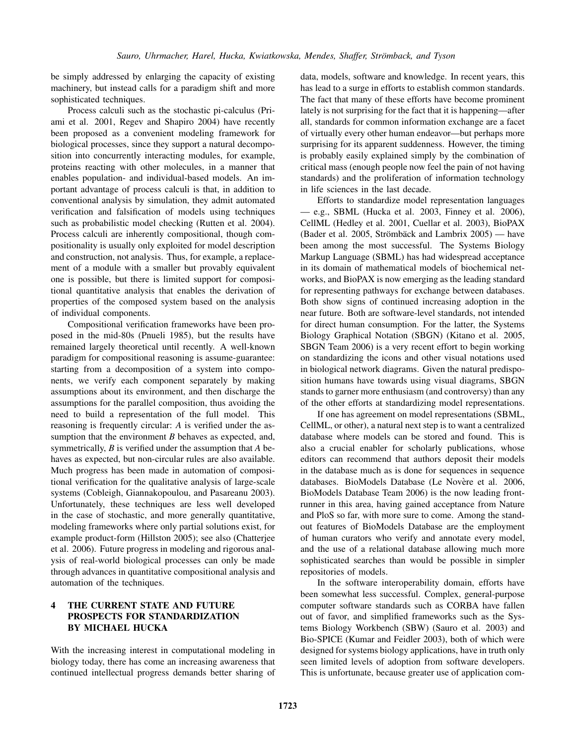be simply addressed by enlarging the capacity of existing machinery, but instead calls for a paradigm shift and more sophisticated techniques.

Process calculi such as the stochastic pi-calculus (Priami et al. 2001, Regev and Shapiro 2004) have recently been proposed as a convenient modeling framework for biological processes, since they support a natural decomposition into concurrently interacting modules, for example, proteins reacting with other molecules, in a manner that enables population- and individual-based models. An important advantage of process calculi is that, in addition to conventional analysis by simulation, they admit automated verification and falsification of models using techniques such as probabilistic model checking (Rutten et al. 2004). Process calculi are inherently compositional, though compositionality is usually only exploited for model description and construction, not analysis. Thus, for example, a replacement of a module with a smaller but provably equivalent one is possible, but there is limited support for compositional quantitative analysis that enables the derivation of properties of the composed system based on the analysis of individual components.

Compositional verification frameworks have been proposed in the mid-80s (Pnueli 1985), but the results have remained largely theoretical until recently. A well-known paradigm for compositional reasoning is assume-guarantee: starting from a decomposition of a system into components, we verify each component separately by making assumptions about its environment, and then discharge the assumptions for the parallel composition, thus avoiding the need to build a representation of the full model. This reasoning is frequently circular: *A* is verified under the assumption that the environment *B* behaves as expected, and, symmetrically, *B* is verified under the assumption that *A* behaves as expected, but non-circular rules are also available. Much progress has been made in automation of compositional verification for the qualitative analysis of large-scale systems (Cobleigh, Giannakopoulou, and Pasareanu 2003). Unfortunately, these techniques are less well developed in the case of stochastic, and more generally quantitative, modeling frameworks where only partial solutions exist, for example product-form (Hillston 2005); see also (Chatterjee et al. 2006). Future progress in modeling and rigorous analysis of real-world biological processes can only be made through advances in quantitative compositional analysis and automation of the techniques.

## 4 THE CURRENT STATE AND FUTURE PROSPECTS FOR STANDARDIZATION BY MICHAEL HUCKA

With the increasing interest in computational modeling in biology today, there has come an increasing awareness that continued intellectual progress demands better sharing of data, models, software and knowledge. In recent years, this has lead to a surge in efforts to establish common standards. The fact that many of these efforts have become prominent lately is not surprising for the fact that it is happening—after all, standards for common information exchange are a facet of virtually every other human endeavor—but perhaps more surprising for its apparent suddenness. However, the timing is probably easily explained simply by the combination of critical mass (enough people now feel the pain of not having standards) and the proliferation of information technology in life sciences in the last decade.

Efforts to standardize model representation languages — e.g., SBML (Hucka et al. 2003, Finney et al. 2006), CellML (Hedley et al. 2001, Cuellar et al. 2003), BioPAX (Bader et al. 2005, Strömbäck and Lambrix 2005) — have been among the most successful. The Systems Biology Markup Language (SBML) has had widespread acceptance in its domain of mathematical models of biochemical networks, and BioPAX is now emerging as the leading standard for representing pathways for exchange between databases. Both show signs of continued increasing adoption in the near future. Both are software-level standards, not intended for direct human consumption. For the latter, the Systems Biology Graphical Notation (SBGN) (Kitano et al. 2005, SBGN Team 2006) is a very recent effort to begin working on standardizing the icons and other visual notations used in biological network diagrams. Given the natural predisposition humans have towards using visual diagrams, SBGN stands to garner more enthusiasm (and controversy) than any of the other efforts at standardizing model representations.

If one has agreement on model representations (SBML, CellML, or other), a natural next step is to want a centralized database where models can be stored and found. This is also a crucial enabler for scholarly publications, whose editors can recommend that authors deposit their models in the database much as is done for sequences in sequence databases. BioModels Database (Le Novère et al. 2006, BioModels Database Team 2006) is the now leading front-runner in this area, having gained acceptance from Nature and PloS so far, with more sure to come. Among the standout features of BioModels Database are the employment of human curators who verify and annotate every model, and the use of a relational database allowing much more sophisticated searches than would be possible in simpler repositories of models.

In the software interoperability domain, efforts have been somewhat less successful. Complex, general-purpose computer software standards such as CORBA have fallen out of favor, and simplified frameworks such as the Systems Biology Workbench (SBW) (Sauro et al. 2003) and Bio-SPICE (Kumar and Feidler 2003), both of which were designed for systems biology applications, have in truth only seen limited levels of adoption from software developers. This is unfortunate, because greater use of application com-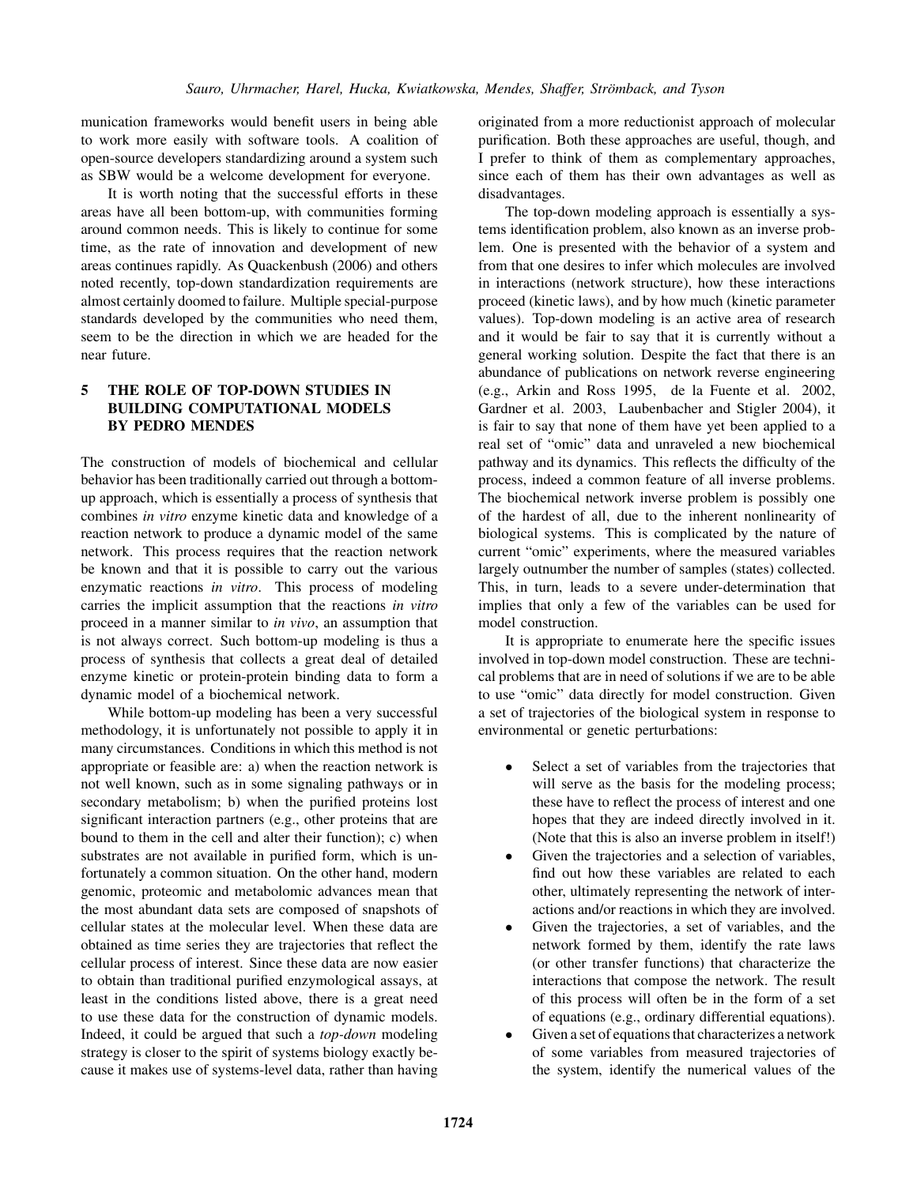munication frameworks would benefit users in being able to work more easily with software tools. A coalition of open-source developers standardizing around a system such as SBW would be a welcome development for everyone.

It is worth noting that the successful efforts in these areas have all been bottom-up, with communities forming around common needs. This is likely to continue for some time, as the rate of innovation and development of new areas continues rapidly. As Quackenbush (2006) and others noted recently, top-down standardization requirements are almost certainly doomed to failure. Multiple special-purpose standards developed by the communities who need them, seem to be the direction in which we are headed for the near future.

## 5 THE ROLE OF TOP-DOWN STUDIES IN BUILDING COMPUTATIONAL MODELS BY PEDRO MENDES

The construction of models of biochemical and cellular behavior has been traditionally carried out through a bottom-up approach, which is essentially a process of synthesis that combines *in vitro* enzyme kinetic data and knowledge of a reaction network to produce a dynamic model of the same network. This process requires that the reaction network be known and that it is possible to carry out the various enzymatic reactions *in vitro*. This process of modeling carries the implicit assumption that the reactions *in vitro* proceed in a manner similar to *in vivo*, an assumption that is not always correct. Such bottom-up modeling is thus a process of synthesis that collects a great deal of detailed enzyme kinetic or protein-protein binding data to form a dynamic model of a biochemical network.

While bottom-up modeling has been a very successful methodology, it is unfortunately not possible to apply it in many circumstances. Conditions in which this method is not appropriate or feasible are: a) when the reaction network is not well known, such as in some signaling pathways or in secondary metabolism; b) when the purified proteins lost significant interaction partners (e.g., other proteins that are bound to them in the cell and alter their function); c) when substrates are not available in purified form, which is unfortunately a common situation. On the other hand, modern genomic, proteomic and metabolomic advances mean that the most abundant data sets are composed of snapshots of cellular states at the molecular level. When these data are obtained as time series they are trajectories that reflect the cellular process of interest. Since these data are now easier to obtain than traditional purified enzymological assays, at least in the conditions listed above, there is a great need to use these data for the construction of dynamic models. Indeed, it could be argued that such a *top-down* modeling strategy is closer to the spirit of systems biology exactly because it makes use of systems-level data, rather than having originated from a more reductionist approach of molecular purification. Both these approaches are useful, though, and I prefer to think of them as complementary approaches, since each of them has their own advantages as well as disadvantages.

The top-down modeling approach is essentially a systems identification problem, also known as an inverse problem. One is presented with the behavior of a system and from that one desires to infer which molecules are involved in interactions (network structure), how these interactions proceed (kinetic laws), and by how much (kinetic parameter values). Top-down modeling is an active area of research and it would be fair to say that it is currently without a general working solution. Despite the fact that there is an abundance of publications on network reverse engineering (e.g., Arkin and Ross 1995, de la Fuente et al. 2002, Gardner et al. 2003, Laubenbacher and Stigler 2004), it is fair to say that none of them have yet been applied to a real set of "omic" data and unraveled a new biochemical pathway and its dynamics. This reflects the difficulty of the process, indeed a common feature of all inverse problems. The biochemical network inverse problem is possibly one of the hardest of all, due to the inherent nonlinearity of biological systems. This is complicated by the nature of current "omic" experiments, where the measured variables largely outnumber the number of samples (states) collected. This, in turn, leads to a severe under-determination that implies that only a few of the variables can be used for model construction.

It is appropriate to enumerate here the specific issues involved in top-down model construction. These are technical problems that are in need of solutions if we are to be able to use "omic" data directly for model construction. Given a set of trajectories of the biological system in response to environmental or genetic perturbations:

- Select a set of variables from the trajectories that will serve as the basis for the modeling process; these have to reflect the process of interest and one hopes that they are indeed directly involved in it. (Note that this is also an inverse problem in itself!)
- Given the trajectories and a selection of variables, find out how these variables are related to each other, ultimately representing the network of interactions and/or reactions in which they are involved.
- Given the trajectories, a set of variables, and the network formed by them, identify the rate laws (or other transfer functions) that characterize the interactions that compose the network. The result of this process will often be in the form of a set of equations (e.g., ordinary differential equations).
- Given a set of equations that characterizes a network of some variables from measured trajectories of the system, identify the numerical values of the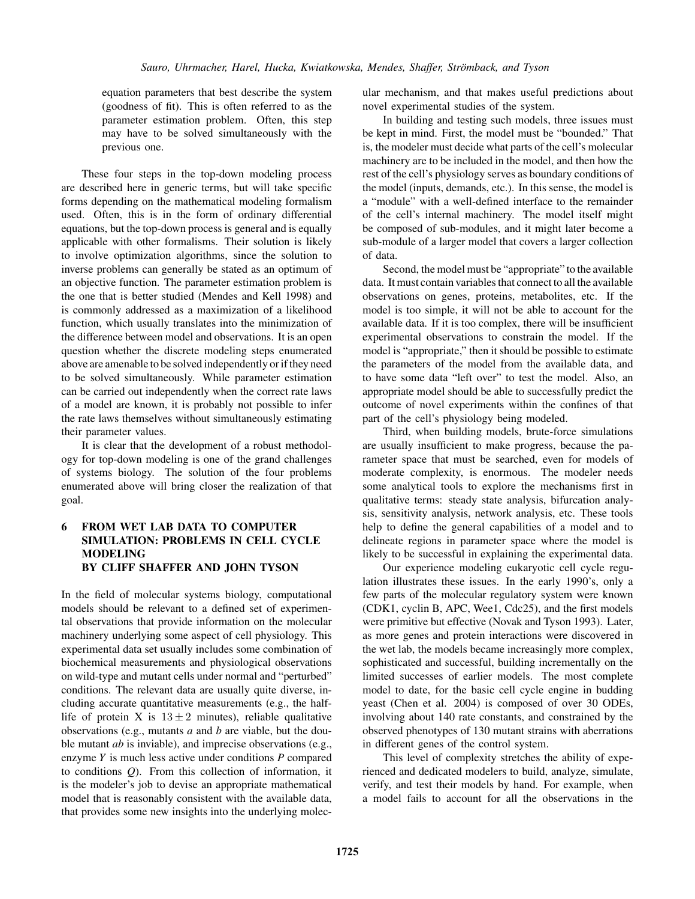equation parameters that best describe the system (goodness of fit). This is often referred to as the parameter estimation problem. Often, this step may have to be solved simultaneously with the previous one.

These four steps in the top-down modeling process are described here in generic terms, but will take specific forms depending on the mathematical modeling formalism used. Often, this is in the form of ordinary differential equations, but the top-down process is general and is equally applicable with other formalisms. Their solution is likely to involve optimization algorithms, since the solution to inverse problems can generally be stated as an optimum of an objective function. The parameter estimation problem is the one that is better studied (Mendes and Kell 1998) and is commonly addressed as a maximization of a likelihood function, which usually translates into the minimization of the difference between model and observations. It is an open question whether the discrete modeling steps enumerated above are amenable to be solved independently or if they need to be solved simultaneously. While parameter estimation can be carried out independently when the correct rate laws of a model are known, it is probably not possible to infer the rate laws themselves without simultaneously estimating their parameter values.

It is clear that the development of a robust methodology for top-down modeling is one of the grand challenges of systems biology. The solution of the four problems enumerated above will bring closer the realization of that goal.

## 6 FROM WET LAB DATA TO COMPUTER SIMULATION: PROBLEMS IN CELL CYCLE MODELING BY CLIFF SHAFFER AND JOHN TYSON

In the field of molecular systems biology, computational models should be relevant to a defined set of experimental observations that provide information on the molecular machinery underlying some aspect of cell physiology. This experimental data set usually includes some combination of biochemical measurements and physiological observations on wild-type and mutant cells under normal and "perturbed" conditions. The relevant data are usually quite diverse, including accurate quantitative measurements (e.g., the half-life of protein X is $13 \pm 2$ minutes), reliable qualitative observations (e.g., mutants *a* and *b* are viable, but the double mutant *ab* is inviable), and imprecise observations (e.g., enzyme *Y* is much less active under conditions *P* compared to conditions *Q*). From this collection of information, it is the modeler's job to devise an appropriate mathematical model that is reasonably consistent with the available data, that provides some new insights into the underlying molecular mechanism, and that makes useful predictions about novel experimental studies of the system.

In building and testing such models, three issues must be kept in mind. First, the model must be "bounded." That is, the modeler must decide what parts of the cell's molecular machinery are to be included in the model, and then how the rest of the cell's physiology serves as boundary conditions of the model (inputs, demands, etc.). In this sense, the model is a "module" with a well-defined interface to the remainder of the cell's internal machinery. The model itself might be composed of sub-modules, and it might later become a sub-module of a larger model that covers a larger collection of data.

Second, the model must be "appropriate" to the available data. It must contain variables that connect to all the available observations on genes, proteins, metabolites, etc. If the model is too simple, it will not be able to account for the available data. If it is too complex, there will be insufficient experimental observations to constrain the model. If the model is "appropriate," then it should be possible to estimate the parameters of the model from the available data, and to have some data "left over" to test the model. Also, an appropriate model should be able to successfully predict the outcome of novel experiments within the confines of that part of the cell's physiology being modeled.

Third, when building models, brute-force simulations are usually insufficient to make progress, because the parameter space that must be searched, even for models of moderate complexity, is enormous. The modeler needs some analytical tools to explore the mechanisms first in qualitative terms: steady state analysis, bifurcation analysis, sensitivity analysis, network analysis, etc. These tools help to define the general capabilities of a model and to delineate regions in parameter space where the model is likely to be successful in explaining the experimental data.

Our experience modeling eukaryotic cell cycle regulation illustrates these issues. In the early 1990's, only a few parts of the molecular regulatory system were known (CDK1, cyclin B, APC, Wee1, Cdc25), and the first models were primitive but effective (Novak and Tyson 1993). Later, as more genes and protein interactions were discovered in the wet lab, the models became increasingly more complex, sophisticated and successful, building incrementally on the limited successes of earlier models. The most complete model to date, for the basic cell cycle engine in budding yeast (Chen et al. 2004) is composed of over 30 ODEs, involving about 140 rate constants, and constrained by the observed phenotypes of 130 mutant strains with aberrations in different genes of the control system.

This level of complexity stretches the ability of experienced and dedicated modelers to build, analyze, simulate, verify, and test their models by hand. For example, when a model fails to account for all the observations in the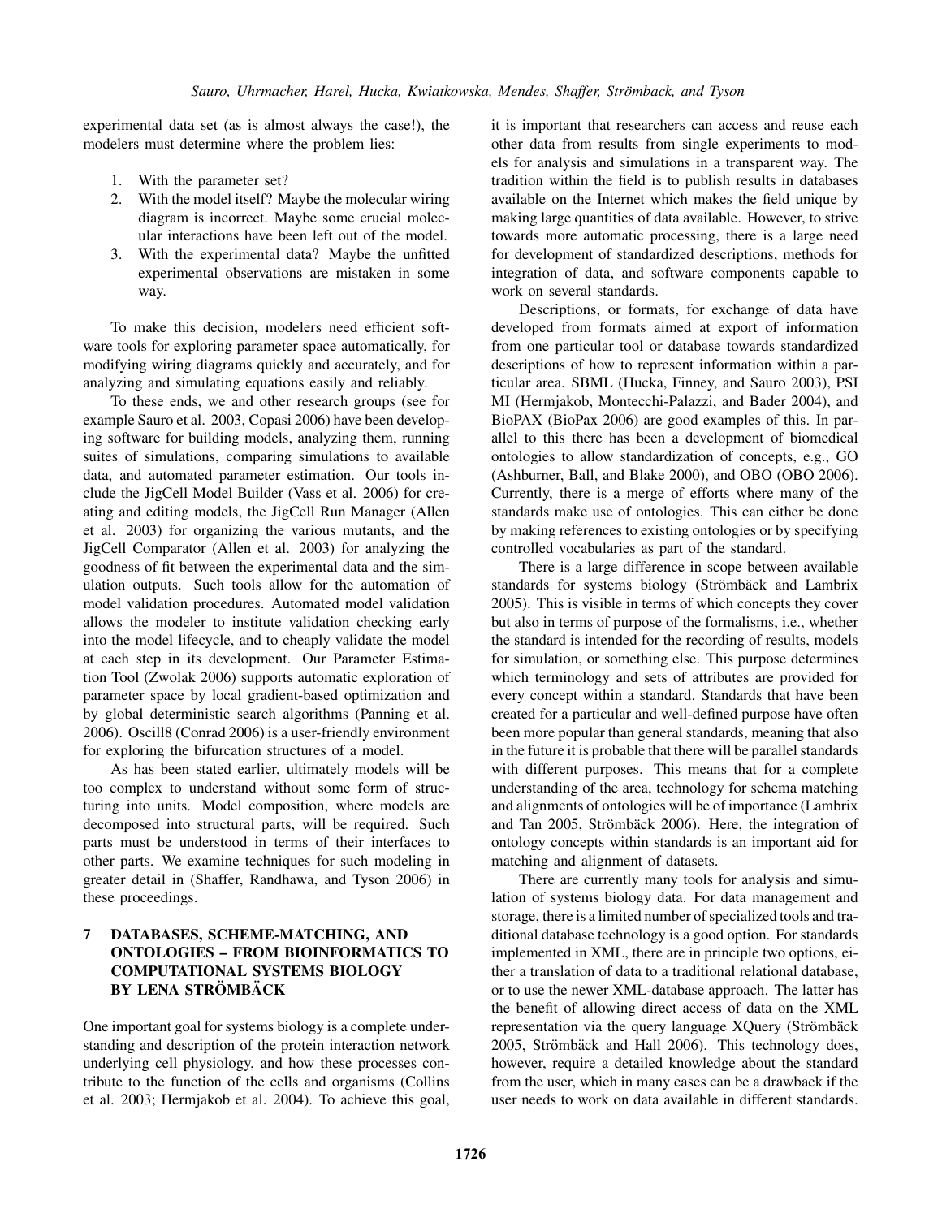experimental data set (as is almost always the case!), the modelers must determine where the problem lies:

1. With the parameter set?
2. With the model itself? Maybe the molecular wiring diagram is incorrect. Maybe some crucial molecular interactions have been left out of the model.
3. With the experimental data? Maybe the unfitted experimental observations are mistaken in some way.

To make this decision, modelers need efficient software tools for exploring parameter space automatically, for modifying wiring diagrams quickly and accurately, and for analyzing and simulating equations easily and reliably.

To these ends, we and other research groups (see for example Sauro et al. 2003, Copasi 2006) have been developing software for building models, analyzing them, running suites of simulations, comparing simulations to available data, and automated parameter estimation. Our tools include the JigCell Model Builder (Vass et al. 2006) for creating and editing models, the JigCell Run Manager (Allen et al. 2003) for organizing the various mutants, and the JigCell Comparator (Allen et al. 2003) for analyzing the goodness of fit between the experimental data and the simulation outputs. Such tools allow for the automation of model validation procedures. Automated model validation allows the modeler to institute validation checking early into the model lifecycle, and to cheaply validate the model at each step in its development. Our Parameter Estimation Tool (Zwolak 2006) supports automatic exploration of parameter space by local gradient-based optimization and by global deterministic search algorithms (Panning et al. 2006). Oscill8 (Conrad 2006) is a user-friendly environment for exploring the bifurcation structures of a model.

As has been stated earlier, ultimately models will be too complex to understand without some form of structuring into units. Model composition, where models are decomposed into structural parts, will be required. Such parts must be understood in terms of their interfaces to other parts. We examine techniques for such modeling in greater detail in (Shaffer, Randhawa, and Tyson 2006) in these proceedings.

## 7 DATABASES, SCHEME-MATCHING, AND ONTOLOGIES – FROM BIOINFORMATICS TO COMPUTATIONAL SYSTEMS BIOLOGY BY LENA STRÖMBÄCK

One important goal for systems biology is a complete understanding and description of the protein interaction network underlying cell physiology, and how these processes contribute to the function of the cells and organisms (Collins et al. 2003; Hermjakob et al. 2004). To achieve this goal, it is important that researchers can access and reuse each other data from results from single experiments to models for analysis and simulations in a transparent way. The tradition within the field is to publish results in databases available on the Internet which makes the field unique by making large quantities of data available. However, to strive towards more automatic processing, there is a large need for development of standardized descriptions, methods for integration of data, and software components capable to work on several standards.

Descriptions, or formats, for exchange of data have developed from formats aimed at export of information from one particular tool or database towards standardized descriptions of how to represent information within a particular area. SBML (Hucka, Finney, and Sauro 2003), PSI MI (Hermjakob, Montecchi-Palazzi, and Bader 2004), and BioPAX (BioPax 2006) are good examples of this. In parallel to this there has been a development of biomedical ontologies to allow standardization of concepts, e.g., GO (Ashburner, Ball, and Blake 2000), and OBO (OBO 2006). Currently, there is a merge of efforts where many of the standards make use of ontologies. This can either be done by making references to existing ontologies or by specifying controlled vocabularies as part of the standard.

There is a large difference in scope between available standards for systems biology (Strömbäck and Lambrix 2005). This is visible in terms of which concepts they cover but also in terms of purpose of the formalisms, i.e., whether the standard is intended for the recording of results, models for simulation, or something else. This purpose determines which terminology and sets of attributes are provided for every concept within a standard. Standards that have been created for a particular and well-defined purpose have often been more popular than general standards, meaning that also in the future it is probable that there will be parallel standards with different purposes. This means that for a complete understanding of the area, technology for schema matching and alignments of ontologies will be of importance (Lambrix and Tan 2005, Strömbäck 2006). Here, the integration of ontology concepts within standards is an important aid for matching and alignment of datasets.

There are currently many tools for analysis and simulation of systems biology data. For data management and storage, there is a limited number of specialized tools and traditional database technology is a good option. For standards implemented in XML, there are in principle two options, either a translation of data to a traditional relational database, or to use the newer XML-database approach. The latter has the benefit of allowing direct access of data on the XML representation via the query language XQuery (Strömbäck 2005, Strömbäck and Hall 2006). This technology does, however, require a detailed knowledge about the standard from the user, which in many cases can be a drawback if the user needs to work on data available in different standards.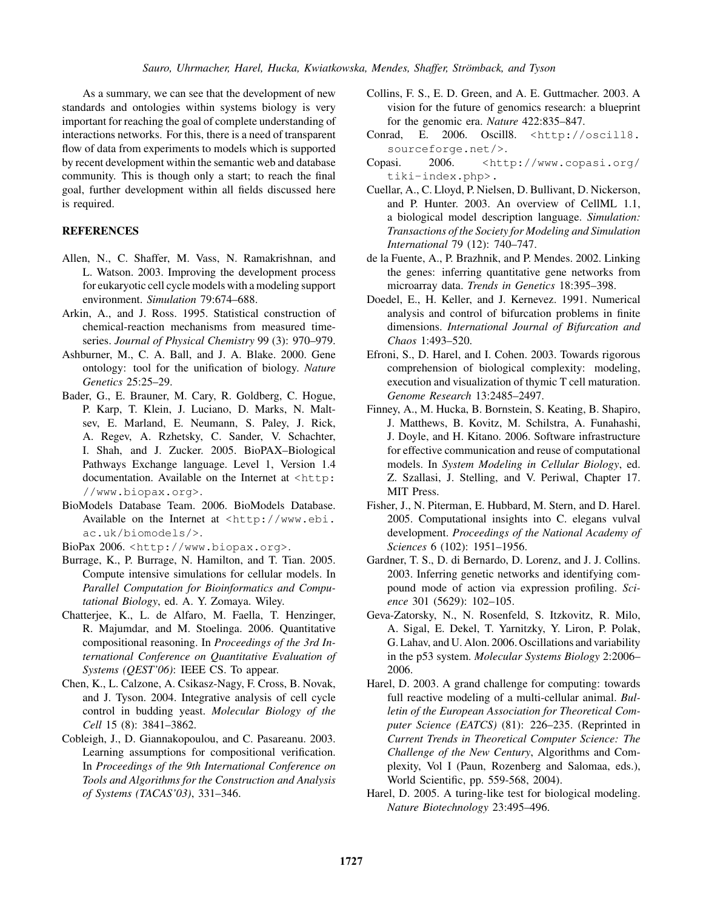As a summary, we can see that the development of new standards and ontologies within systems biology is very important for reaching the goal of complete understanding of interactions networks. For this, there is a need of transparent flow of data from experiments to models which is supported by recent development within the semantic web and database community. This is though only a start; to reach the final goal, further development within all fields discussed here is required.

## REFERENCES

Allen, N., C. Shaffer, M. Vass, N. Ramakrishnan, and L. Watson. 2003. Improving the development process for eukaryotic cell cycle models with a modeling support environment. *Simulation* 79:674–688.

Arkin, A., and J. Ross. 1995. Statistical construction of chemical-reaction mechanisms from measured time-series. *Journal of Physical Chemistry* 99 (3): 970–979.

Ashburner, M., C. A. Ball, and J. A. Blake. 2000. Gene ontology: tool for the unification of biology. *Nature Genetics* 25:25–29.

Bader, G., E. Brauner, M. Cary, R. Goldberg, C. Hogue, P. Karp, T. Klein, J. Luciano, D. Marks, N. Maltsev, E. Marland, E. Neumann, S. Paley, J. Rick, A. Regev, A. Rzhetsky, C. Sander, V. Schachter, I. Shah, and J. Zucker. 2005. BioPAX–Biological Pathways Exchange language. Level 1, Version 1.4 documentation. Available on the Internet at <http://www.biopax.org>.

BioModels Database Team. 2006. BioModels Database. Available on the Internet at <http://www.ebi.ac.uk/biomodels/>.

BioPax 2006. <http://www.biopax.org>.

Burrage, K., P. Burrage, N. Hamilton, and T. Tian. 2005. Compute intensive simulations for cellular models. In *Parallel Computation for Bioinformatics and Computational Biology*, ed. A. Y. Zomaya. Wiley.

Chatterjee, K., L. de Alfaro, M. Faella, T. Henzinger, R. Majumdar, and M. Stoelinga. 2006. Quantitative compositional reasoning. In *Proceedings of the 3rd International Conference on Quantitative Evaluation of Systems (QEST'06)*: IEEE CS. To appear.

Chen, K., L. Calzone, A. Csikasz-Nagy, F. Cross, B. Novak, and J. Tyson. 2004. Integrative analysis of cell cycle control in budding yeast. *Molecular Biology of the Cell* 15 (8): 3841–3862.

Cobleigh, J., D. Giannakopoulou, and C. Pasareanu. 2003. Learning assumptions for compositional verification. In *Proceedings of the 9th International Conference on Tools and Algorithms for the Construction and Analysis of Systems (TACAS'03)*, 331–346.

Collins, F. S., E. D. Green, and A. E. Guttmacher. 2003. A vision for the future of genomics research: a blueprint for the genomic era. *Nature* 422:835–847.

Conrad, E. 2006. Oscill8. <http://oscill8.sourceforge.net/>.

Copasi. 2006. <http://www.copasi.org/tiki-index.php>.

Cuellar, A., C. Lloyd, P. Nielsen, D. Bullivant, D. Nickerson, and P. Hunter. 2003. An overview of CellML 1.1, a biological model description language. *Simulation: Transactions of the Society for Modeling and Simulation International* 79 (12): 740–747.

de la Fuente, A., P. Brazhnik, and P. Mendes. 2002. Linking the genes: inferring quantitative gene networks from microarray data. *Trends in Genetics* 18:395–398.

Doedel, E., H. Keller, and J. Kernevez. 1991. Numerical analysis and control of bifurcation problems in finite dimensions. *International Journal of Bifurcation and Chaos* 1:493–520.

Efroni, S., D. Harel, and I. Cohen. 2003. Towards rigorous comprehension of biological complexity: modeling, execution and visualization of thymic T cell maturation. *Genome Research* 13:2485–2497.

Finney, A., M. Hucka, B. Bornstein, S. Keating, B. Shapiro, J. Matthews, B. Kovitz, M. Schilstra, A. Funahashi, J. Doyle, and H. Kitano. 2006. Software infrastructure for effective communication and reuse of computational models. In *System Modeling in Cellular Biology*, ed. Z. Szallasi, J. Stelling, and V. Periwal, Chapter 17. MIT Press.

Fisher, J., N. Piterman, E. Hubbard, M. Stern, and D. Harel. 2005. Computational insights into C. elegans vulval development. *Proceedings of the National Academy of Sciences* 6 (102): 1951–1956.

Gardner, T. S., D. di Bernardo, D. Lorenz, and J. J. Collins. 2003. Inferring genetic networks and identifying compound mode of action via expression profiling. *Science* 301 (5629): 102–105.

Geva-Zatorsky, N., N. Rosenfeld, S. Itzkovitz, R. Milo, A. Sigal, E. Dekel, T. Yarnitzky, Y. Liron, P. Polak, G. Lahav, and U. Alon. 2006. Oscillations and variability in the p53 system. *Molecular Systems Biology* 2:2006–2006.

Harel, D. 2003. A grand challenge for computing: towards full reactive modeling of a multi-cellular animal. *Bulletin of the European Association for Theoretical Computer Science (EATCS)* (81): 226–235. (Reprinted in *Current Trends in Theoretical Computer Science: The Challenge of the New Century*, Algorithms and Complexity, Vol I (Paun, Rozenberg and Salomaa, eds.), World Scientific, pp. 559-568, 2004).

Harel, D. 2005. A turing-like test for biological modeling. *Nature Biotechnology* 23:495–496.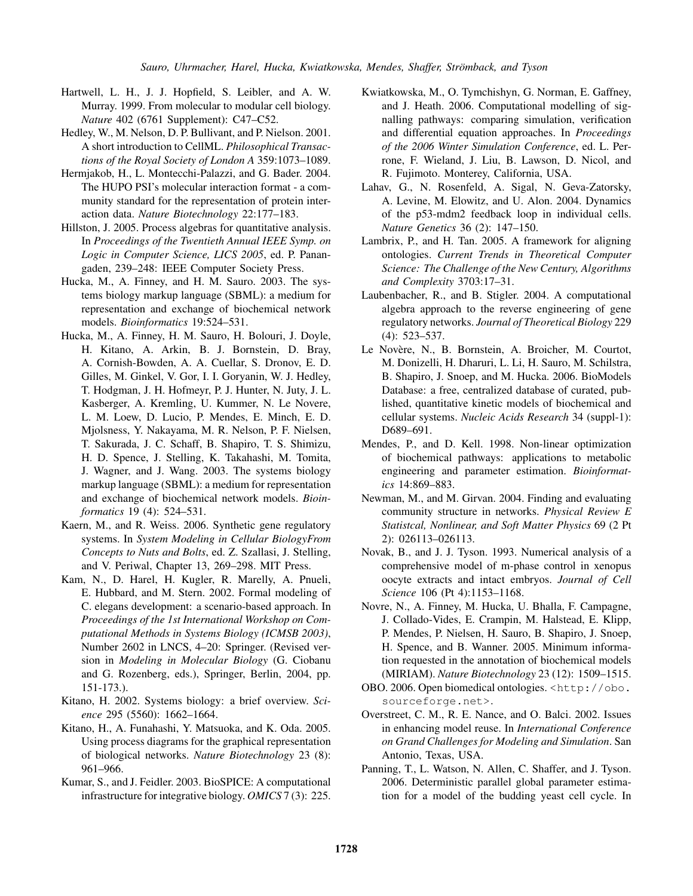Hartwell, L. H., J. J. Hopfield, S. Leibler, and A. W. Murray. 1999. From molecular to modular cell biology. *Nature* 402 (6761 Supplement): C47–C52.

Hedley, W., M. Nelson, D. P. Bullivant, and P. Nielson. 2001. A short introduction to CellML. *Philosophical Transactions of the Royal Society of London A* 359:1073–1089.

Hermjakob, H., L. Montecchi-Palazzi, and G. Bader. 2004. The HUPO PSI's molecular interaction format - a community standard for the representation of protein interaction data. *Nature Biotechnology* 22:177–183.

Hillston, J. 2005. Process algebras for quantitative analysis. In *Proceedings of the Twentieth Annual IEEE Symp. on Logic in Computer Science, LICS 2005*, ed. P. Panangaden, 239–248: IEEE Computer Society Press.

Hucka, M., A. Finney, and H. M. Sauro. 2003. The systems biology markup language (SBML): a medium for representation and exchange of biochemical network models. *Bioinformatics* 19:524–531.

Hucka, M., A. Finney, H. M. Sauro, H. Bolouri, J. Doyle, H. Kitano, A. Arkin, B. J. Bornstein, D. Bray, A. Cornish-Bowden, A. A. Cuellar, S. Dronov, E. D. Gilles, M. Ginkel, V. Gor, I. I. Goryanin, W. J. Hedley, T. Hodgman, J. H. Hofmeyr, P. J. Hunter, N. Juty, J. L. Kasberger, A. Kremling, U. Kummer, N. Le Novere, L. M. Loew, D. Lucio, P. Mendes, E. Minch, E. D. Mjolsness, Y. Nakayama, M. R. Nelson, P. F. Nielsen, T. Sakurada, J. C. Schaff, B. Shapiro, T. S. Shimizu, H. D. Spence, J. Stelling, K. Takahashi, M. Tomita, J. Wagner, and J. Wang. 2003. The systems biology markup language (SBML): a medium for representation and exchange of biochemical network models. *Bioinformatics* 19 (4): 524–531.

Kaern, M., and R. Weiss. 2006. Synthetic gene regulatory systems. In *System Modeling in Cellular BiologyFrom Concepts to Nuts and Bolts*, ed. Z. Szallasi, J. Stelling, and V. Periwal, Chapter 13, 269–298. MIT Press.

Kam, N., D. Harel, H. Kugler, R. Marelly, A. Pnueli, E. Hubbard, and M. Stern. 2002. Formal modeling of C. elegans development: a scenario-based approach. In *Proceedings of the 1st International Workshop on Computational Methods in Systems Biology (ICMSB 2003)*, Number 2602 in LNCS, 4–20: Springer. (Revised version in *Modeling in Molecular Biology* (G. Ciobanu and G. Rozenberg, eds.), Springer, Berlin, 2004, pp. 151-173.).

Kitano, H. 2002. Systems biology: a brief overview. *Science* 295 (5560): 1662–1664.

Kitano, H., A. Funahashi, Y. Matsuoka, and K. Oda. 2005. Using process diagrams for the graphical representation of biological networks. *Nature Biotechnology* 23 (8): 961–966.

Kumar, S., and J. Feidler. 2003. BioSPICE: A computational infrastructure for integrative biology. *OMICS* 7 (3): 225.

Kwiatkowska, M., O. Tymchishyn, G. Norman, E. Gaffney, and J. Heath. 2006. Computational modelling of signalling pathways: comparing simulation, verification and differential equation approaches. In *Proceedings of the 2006 Winter Simulation Conference*, ed. L. Perrone, F. Wieland, J. Liu, B. Lawson, D. Nicol, and R. Fujimoto. Monterey, California, USA.

Lahav, G., N. Rosenfeld, A. Sigal, N. Geva-Zatorsky, A. Levine, M. Elowitz, and U. Alon. 2004. Dynamics of the p53-mdm2 feedback loop in individual cells. *Nature Genetics* 36 (2): 147–150.

Lambrix, P., and H. Tan. 2005. A framework for aligning ontologies. *Current Trends in Theoretical Computer Science: The Challenge of the New Century, Algorithms and Complexity* 3703:17–31.

Laubenbacher, R., and B. Stigler. 2004. A computational algebra approach to the reverse engineering of gene regulatory networks. *Journal of Theoretical Biology* 229 (4): 523–537.

Le Novère, N., B. Bornstein, A. Broicher, M. Courtot, M. Donizelli, H. Dharuri, L. Li, H. Sauro, M. Schilstra, B. Shapiro, J. Snoep, and M. Hucka. 2006. BioModels Database: a free, centralized database of curated, published, quantitative kinetic models of biochemical and cellular systems. *Nucleic Acids Research* 34 (suppl-1): D689–691.

Mendes, P., and D. Kell. 1998. Non-linear optimization of biochemical pathways: applications to metabolic engineering and parameter estimation. *Bioinformatics* 14:869–883.

Newman, M., and M. Girvan. 2004. Finding and evaluating community structure in networks. *Physical Review E Statistcal, Nonlinear, and Soft Matter Physics* 69 (2 Pt 2): 026113–026113.

Novak, B., and J. J. Tyson. 1993. Numerical analysis of a comprehensive model of m-phase control in xenopus oocyte extracts and intact embryos. *Journal of Cell Science* 106 (Pt 4):1153–1168.

Novre, N., A. Finney, M. Hucka, U. Bhalla, F. Campagne, J. Collado-Vides, E. Crampin, M. Halstead, E. Klipp, P. Mendes, P. Nielsen, H. Sauro, B. Shapiro, J. Snoep, H. Spence, and B. Wanner. 2005. Minimum information requested in the annotation of biochemical models (MIRIAM). *Nature Biotechnology* 23 (12): 1509–1515.

OBO. 2006. Open biomedical ontologies. <http://obo.sourceforge.net>.

Overstreet, C. M., R. E. Nance, and O. Balci. 2002. Issues in enhancing model reuse. In *International Conference on Grand Challenges for Modeling and Simulation*. San Antonio, Texas, USA.

Panning, T., L. Watson, N. Allen, C. Shaffer, and J. Tyson. 2006. Deterministic parallel global parameter estimation for a model of the budding yeast cell cycle. In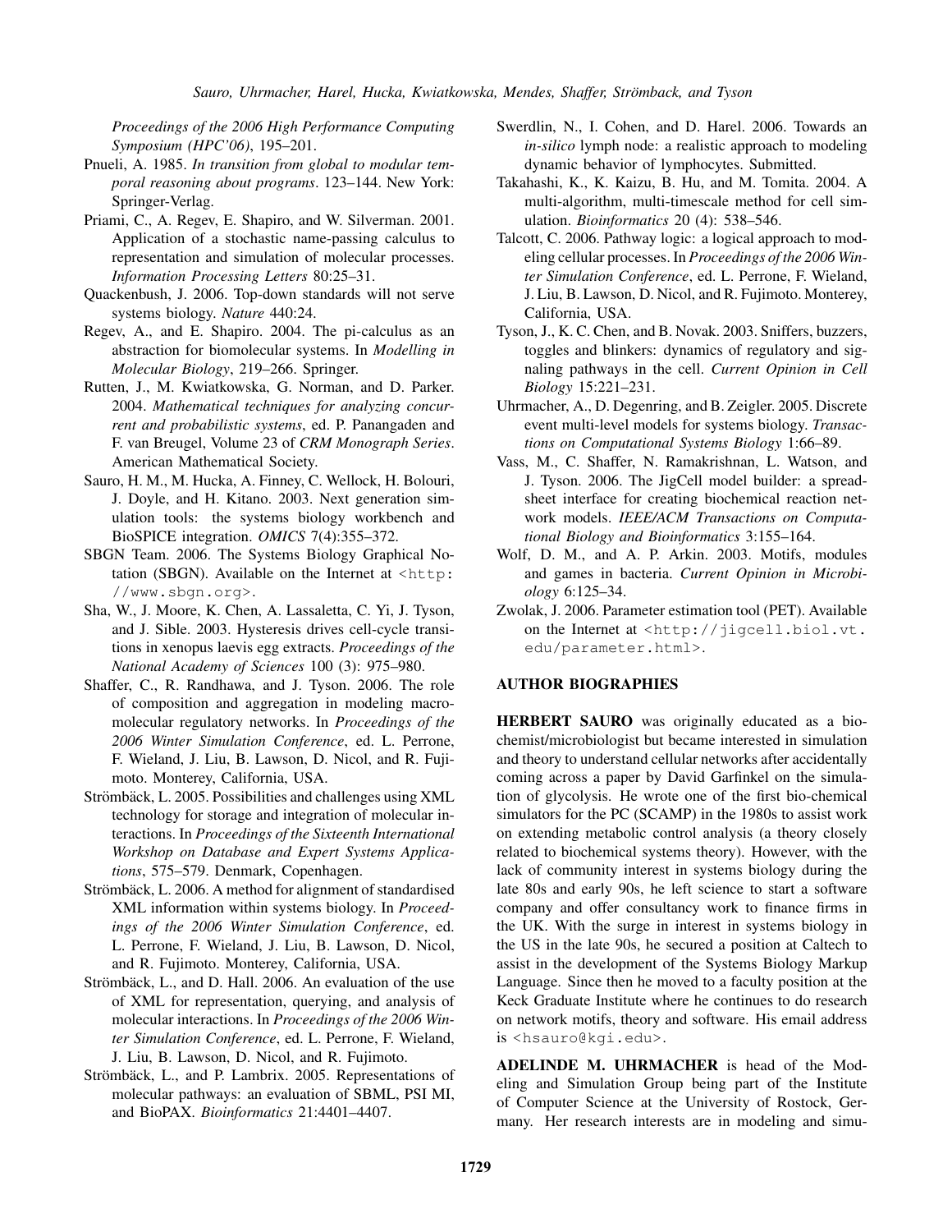*Proceedings of the 2006 High Performance Computing Symposium (HPC'06)*, 195–201.

Pnueli, A. 1985. *In transition from global to modular temporal reasoning about programs*. 123–144. New York: Springer-Verlag.

Priami, C., A. Regev, E. Shapiro, and W. Silverman. 2001. Application of a stochastic name-passing calculus to representation and simulation of molecular processes. *Information Processing Letters* 80:25–31.

Quackenbush, J. 2006. Top-down standards will not serve systems biology. *Nature* 440:24.

Regev, A., and E. Shapiro. 2004. The pi-calculus as an abstraction for biomolecular systems. In *Modelling in Molecular Biology*, 219–266. Springer.

Rutten, J., M. Kwiatkowska, G. Norman, and D. Parker. 2004. *Mathematical techniques for analyzing concurrent and probabilistic systems*, ed. P. Panangaden and F. van Breugel, Volume 23 of *CRM Monograph Series*. American Mathematical Society.

Sauro, H. M., M. Hucka, A. Finney, C. Wellock, H. Bolouri, J. Doyle, and H. Kitano. 2003. Next generation simulation tools: the systems biology workbench and BioSPICE integration. *OMICS* 7(4):355–372.

SBGN Team. 2006. The Systems Biology Graphical Notation (SBGN). Available on the Internet at <http://www.sbgn.org>.

Sha, W., J. Moore, K. Chen, A. Lassaletta, C. Yi, J. Tyson, and J. Sible. 2003. Hysteresis drives cell-cycle transitions in xenopus laevis egg extracts. *Proceedings of the National Academy of Sciences* 100 (3): 975–980.

Shaffer, C., R. Randhawa, and J. Tyson. 2006. The role of composition and aggregation in modeling macromolecular regulatory networks. In *Proceedings of the 2006 Winter Simulation Conference*, ed. L. Perrone, F. Wieland, J. Liu, B. Lawson, D. Nicol, and R. Fujimoto. Monterey, California, USA.

Strömbäck, L. 2005. Possibilities and challenges using XML technology for storage and integration of molecular interactions. In *Proceedings of the Sixteenth International Workshop on Database and Expert Systems Applications*, 575–579. Denmark, Copenhagen.

Strömbäck, L. 2006. A method for alignment of standardised XML information within systems biology. In *Proceedings of the 2006 Winter Simulation Conference*, ed. L. Perrone, F. Wieland, J. Liu, B. Lawson, D. Nicol, and R. Fujimoto. Monterey, California, USA.

Strömbäck, L., and D. Hall. 2006. An evaluation of the use of XML for representation, querying, and analysis of molecular interactions. In *Proceedings of the 2006 Winter Simulation Conference*, ed. L. Perrone, F. Wieland, J. Liu, B. Lawson, D. Nicol, and R. Fujimoto.

Strömbäck, L., and P. Lambrix. 2005. Representations of molecular pathways: an evaluation of SBML, PSI MI, and BioPAX. *Bioinformatics* 21:4401–4407.

Swerdlin, N., I. Cohen, and D. Harel. 2006. Towards an *in-silico* lymph node: a realistic approach to modeling dynamic behavior of lymphocytes. Submitted.

Takahashi, K., K. Kaizu, B. Hu, and M. Tomita. 2004. A multi-algorithm, multi-timescale method for cell simulation. *Bioinformatics* 20 (4): 538–546.

Talcott, C. 2006. Pathway logic: a logical approach to modeling cellular processes. In *Proceedings of the 2006 Winter Simulation Conference*, ed. L. Perrone, F. Wieland, J. Liu, B. Lawson, D. Nicol, and R. Fujimoto. Monterey, California, USA.

Tyson, J., K. C. Chen, and B. Novak. 2003. Sniffers, buzzers, toggles and blinkers: dynamics of regulatory and signaling pathways in the cell. *Current Opinion in Cell Biology* 15:221–231.

Uhrmacher, A., D. Degenring, and B. Zeigler. 2005. Discrete event multi-level models for systems biology. *Transactions on Computational Systems Biology* 1:66–89.

Vass, M., C. Shaffer, N. Ramakrishnan, L. Watson, and J. Tyson. 2006. The JigCell model builder: a spreadsheet interface for creating biochemical reaction network models. *IEEE/ACM Transactions on Computational Biology and Bioinformatics* 3:155–164.

Wolf, D. M., and A. P. Arkin. 2003. Motifs, modules and games in bacteria. *Current Opinion in Microbiology* 6:125–34.

Zwolak, J. 2006. Parameter estimation tool (PET). Available on the Internet at <http://jigcell.biol.vt.edu/parameter.html>.

## AUTHOR BIOGRAPHIES

**HERBERT SAURO** was originally educated as a biochemist/microbiologist but became interested in simulation and theory to understand cellular networks after accidentally coming across a paper by David Garfinkel on the simulation of glycolysis. He wrote one of the first bio-chemical simulators for the PC (SCAMP) in the 1980s to assist work on extending metabolic control analysis (a theory closely related to biochemical systems theory). However, with the lack of community interest in systems biology during the late 80s and early 90s, he left science to start a software company and offer consultancy work to finance firms in the UK. With the surge in interest in systems biology in the US in the late 90s, he secured a position at Caltech to assist in the development of the Systems Biology Markup Language. Since then he moved to a faculty position at the Keck Graduate Institute where he continues to do research on network motifs, theory and software. His email address is <hsauro@kgi.edu>.

**ADELINDE M. UHRMACHER** is head of the Modeling and Simulation Group being part of the Institute of Computer Science at the University of Rostock, Germany. Her research interests are in modeling and simu-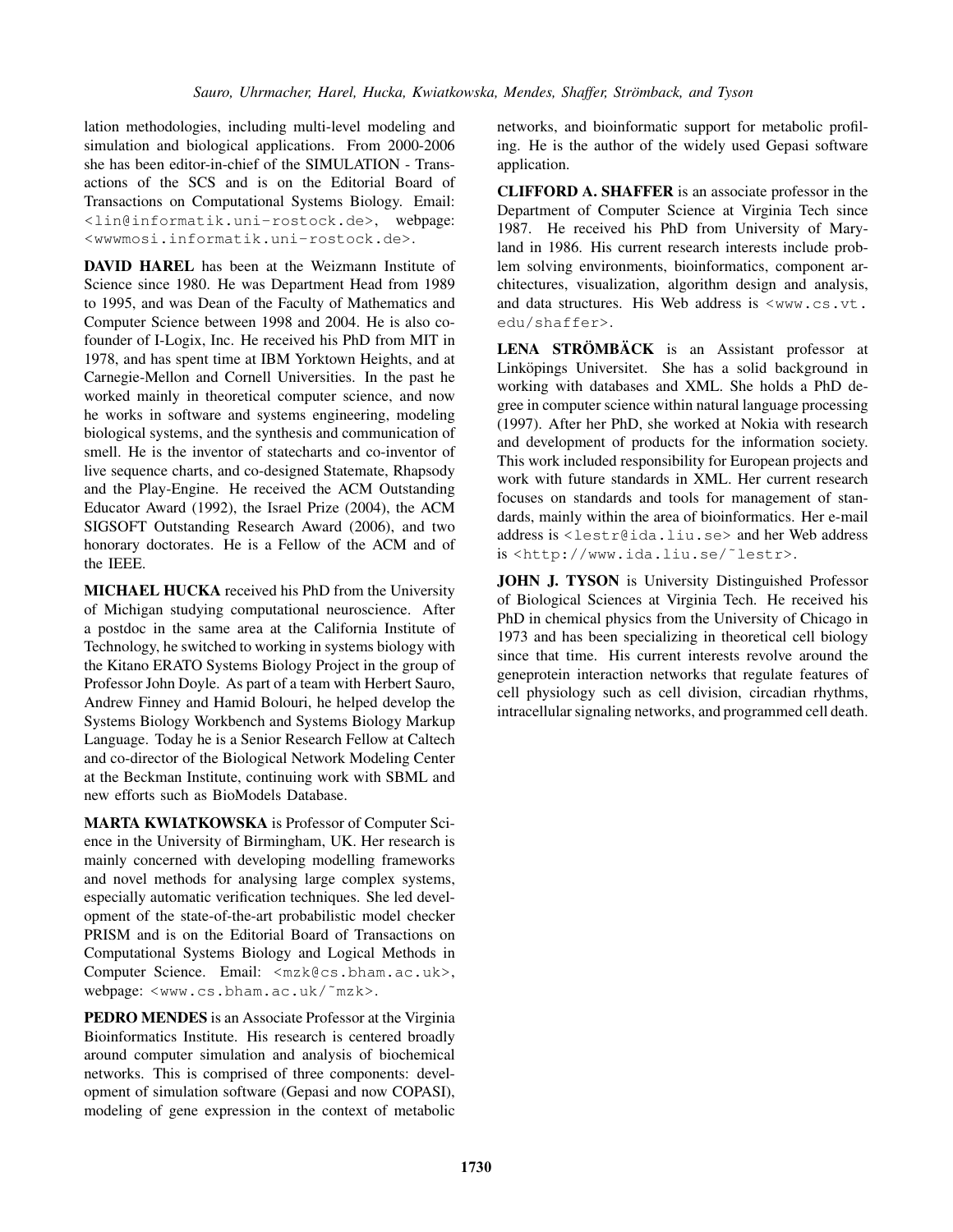lation methodologies, including multi-level modeling and simulation and biological applications. From 2000-2006 she has been editor-in-chief of the SIMULATION - Transactions of the SCS and is on the Editorial Board of Transactions on Computational Systems Biology. Email: <lin@informatik.uni-rostock.de>, webpage: <wwwmosi.informatik.uni-rostock.de>.

**DAVID HAREL** has been at the Weizmann Institute of Science since 1980. He was Department Head from 1989 to 1995, and was Dean of the Faculty of Mathematics and Computer Science between 1998 and 2004. He is also co-founder of I-Logix, Inc. He received his PhD from MIT in 1978, and has spent time at IBM Yorktown Heights, and at Carnegie-Mellon and Cornell Universities. In the past he worked mainly in theoretical computer science, and now he works in software and systems engineering, modeling biological systems, and the synthesis and communication of smell. He is the inventor of statecharts and co-inventor of live sequence charts, and co-designed Statemate, Rhapsody and the Play-Engine. He received the ACM Outstanding Educator Award (1992), the Israel Prize (2004), the ACM SIGSOFT Outstanding Research Award (2006), and two honorary doctorates. He is a Fellow of the ACM and of the IEEE.

**MICHAEL HUCKA** received his PhD from the University of Michigan studying computational neuroscience. After a postdoc in the same area at the California Institute of Technology, he switched to working in systems biology with the Kitano ERATO Systems Biology Project in the group of Professor John Doyle. As part of a team with Herbert Sauro, Andrew Finney and Hamid Bolouri, he helped develop the Systems Biology Workbench and Systems Biology Markup Language. Today he is a Senior Research Fellow at Caltech and co-director of the Biological Network Modeling Center at the Beckman Institute, continuing work with SBML and new efforts such as BioModels Database.

**MARTA KWIATKOWSKA** is Professor of Computer Science in the University of Birmingham, UK. Her research is mainly concerned with developing modelling frameworks and novel methods for analysing large complex systems, especially automatic verification techniques. She led development of the state-of-the-art probabilistic model checker PRISM and is on the Editorial Board of Transactions on Computational Systems Biology and Logical Methods in Computer Science. Email: <mzk@cs.bham.ac.uk>, webpage: <www.cs.bham.ac.uk/~mzk>.

**PEDRO MENDES** is an Associate Professor at the Virginia Bioinformatics Institute. His research is centered broadly around computer simulation and analysis of biochemical networks. This is comprised of three components: development of simulation software (Gepasi and now COPASI), modeling of gene expression in the context of metabolic networks, and bioinformatic support for metabolic profiling. He is the author of the widely used Gepasi software application.

**CLIFFORD A. SHAFFER** is an associate professor in the Department of Computer Science at Virginia Tech since 1987. He received his PhD from University of Maryland in 1986. His current research interests include problem solving environments, bioinformatics, component architectures, visualization, algorithm design and analysis, and data structures. His Web address is <www.cs.vt.edu/shaffer>.

**LENA STRÖMBÄCK** is an Assistant professor at Linköpings Universitet. She has a solid background in working with databases and XML. She holds a PhD degree in computer science within natural language processing (1997). After her PhD, she worked at Nokia with research and development of products for the information society. This work included responsibility for European projects and work with future standards in XML. Her current research focuses on standards and tools for management of standards, mainly within the area of bioinformatics. Her e-mail address is <lestr@ida.liu.se> and her Web address is <http://www.ida.liu.se/~lestr>.

**JOHN J. TYSON** is University Distinguished Professor of Biological Sciences at Virginia Tech. He received his PhD in chemical physics from the University of Chicago in 1973 and has been specializing in theoretical cell biology since that time. His current interests revolve around the geneprotein interaction networks that regulate features of cell physiology such as cell division, circadian rhythms, intracellular signaling networks, and programmed cell death.